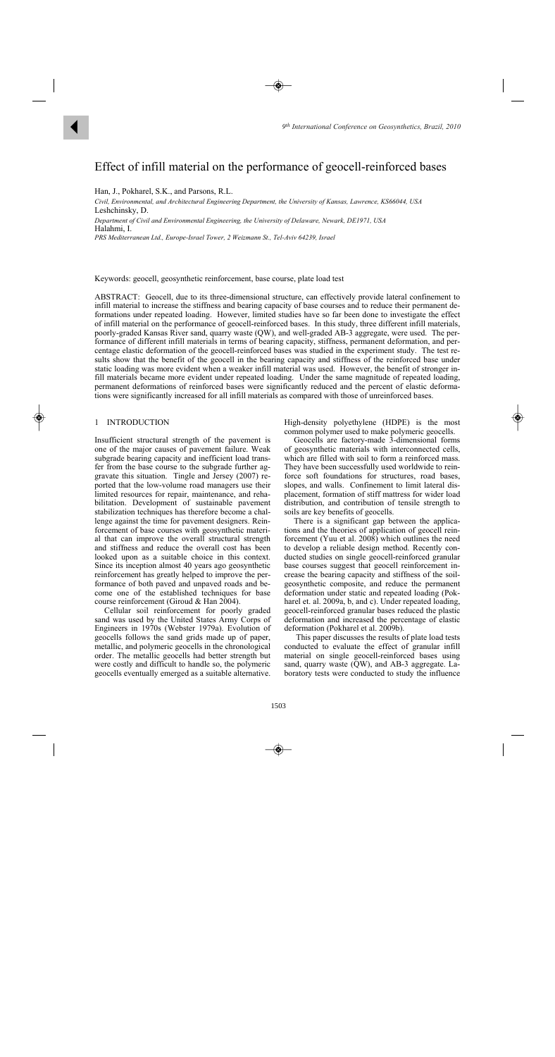# Effect of infill material on the performance of geocell-reinforced bases

Han, J., Pokharel, S.K., and Parsons, R.L.

*Civil, Environmental, and Architectural Engineering Department, the University of Kansas, Lawrence, KS66044, USA*

Leshchinsky, D.

*Department of Civil and Environmental Engineering, the University of Delaware, Newark, DE1971, USA*

Halahmi, I.

*PRS Mediterranean Ltd., Europe-Israel Tower, 2 Weizmann St., Tel-Aviv 64239, Israel*

Keywords: geocell, geosynthetic reinforcement, base course, plate load test

ABSTRACT: Geocell, due to its three-dimensional structure, can effectively provide lateral confinement to infill material to increase the stiffness and bearing capacity of base courses and to reduce their permanent deformations under repeated loading. However, limited studies have so far been done to investigate the effect of infill material on the performance of geocell-reinforced bases. In this study, three different infill materials, poorly-graded Kansas River sand, quarry waste (QW), and well-graded AB-3 aggregate, were used. The performance of different infill materials in terms of bearing capacity, stiffness, permanent deformation, and percentage elastic deformation of the geocell-reinforced bases was studied in the experiment study. The test results show that the benefit of the geocell in the bearing capacity and stiffness of the reinforced base under static loading was more evident when a weaker infill material was used. However, the benefit of stronger infill materials became more evident under repeated loading. Under the same magnitude of repeated loading, permanent deformations of reinforced bases were significantly reduced and the percent of elastic deformations were significantly increased for all infill materials as compared with those of unreinforced bases.

## 1 INTRODUCTION

Insufficient structural strength of the pavement is one of the major causes of pavement failure. Weak subgrade bearing capacity and inefficient load transfer from the base course to the subgrade further aggravate this situation. Tingle and Jersey (2007) reported that the low-volume road managers use their limited resources for repair, maintenance, and rehabilitation. Development of sustainable pavement stabilization techniques has therefore become a challenge against the time for pavement designers. Reinforcement of base courses with geosynthetic material that can improve the overall structural strength and stiffness and reduce the overall cost has been looked upon as a suitable choice in this context. Since its inception almost 40 years ago geosynthetic reinforcement has greatly helped to improve the performance of both paved and unpaved roads and become one of the established techniques for base course reinforcement (Giroud & Han 2004).

Cellular soil reinforcement for poorly graded sand was used by the United States Army Corps of Engineers in 1970s (Webster 1979a). Evolution of geocells follows the sand grids made up of paper, metallic, and polymeric geocells in the chronological order. The metallic geocells had better strength but were costly and difficult to handle so, the polymeric geocells eventually emerged as a suitable alternative. High-density polyethylene (HDPE) is the most common polymer used to make polymeric geocells.

Geocells are factory-made 3-dimensional forms of geosynthetic materials with interconnected cells, which are filled with soil to form a reinforced mass. They have been successfully used worldwide to reinforce soft foundations for structures, road bases, slopes, and walls. Confinement to limit lateral displacement, formation of stiff mattress for wider load distribution, and contribution of tensile strength to soils are key benefits of geocells.

There is a significant gap between the applications and the theories of application of geocell reinforcement (Yuu et al. 2008) which outlines the need to develop a reliable design method. Recently conducted studies on single geocell-reinforced granular base courses suggest that geocell reinforcement increase the bearing capacity and stiffness of the soil-geosynthetic composite, and reduce the permanent deformation under static and repeated loading (Pokharel et. al. 2009a, b, and c). Under repeated loading, geocell-reinforced granular bases reduced the plastic deformation and increased the percentage of elastic deformation (Pokharel et al. 2009b).

This paper discusses the results of plate load tests conducted to evaluate the effect of granular infill material on single geocell-reinforced bases using sand, quarry waste (QW), and AB-3 aggregate. Laboratory tests were conducted to study the influence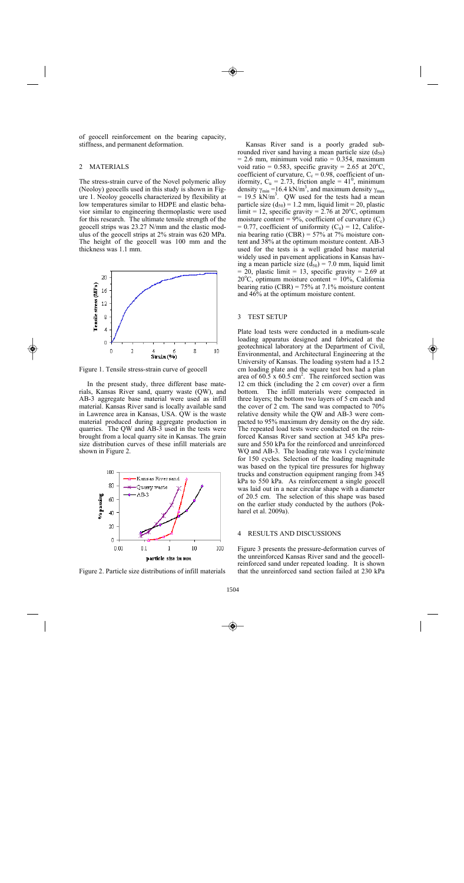of geocell reinforcement on the bearing capacity, stiffness, and permanent deformation.

## 2 MATERIALS

The stress-strain curve of the Novel polymeric alloy (Neoloy) geocells used in this study is shown in Figure 1. Neoloy geocells characterized by flexibility at low temperatures similar to HDPE and elastic behavior similar to engineering thermoplastic were used for this research. The ultimate tensile strength of the geocell strips was 23.27 N/mm and the elastic modulus of the geocell strips at 2% strain was 620 MPa. The height of the geocell was 100 mm and the thickness was 1.1 mm.

Figure 1. Tensile stress-strain curve of geocell

In the present study, three different base materials, Kansas River sand, quarry waste (QW), and AB-3 aggregate base material were used as infill material. Kansas River sand is locally available sand in Lawrence area in Kansas, USA. QW is the waste material produced during aggregate production in quarries. The QW and AB-3 used in the tests were brought from a local quarry site in Kansas. The grain size distribution curves of these infill materials are shown in Figure 2.

Figure 2. Particle size distributions of infill materials

Kansas River sand is a poorly graded sub-rounded river sand having a mean particle size ($d_{50}$) = 2.6 mm, minimum void ratio = 0.354, maximum void ratio = 0.583, specific gravity = 2.65 at 20°C, coefficient of curvature, $C_c$ = 0.98, coefficient of uniformity, $C_u$ = 2.73, friction angle = 41°, minimum density $\gamma_{min}$ =16.4 kN/m$^3$, and maximum density $\gamma_{max}$ = 19.5 kN/m$^3$. QW used for the tests had a mean particle size ($d_{50}$) = 1.2 mm, liquid limit = 20, plastic limit = 12, specific gravity = 2.76 at 20°C, optimum moisture content = 9%, coefficient of curvature ($C_c$) = 0.77, coefficient of uniformity ($C_u$) = 12, California bearing ratio (CBR) = 57% at 7% moisture content and 38% at the optimum moisture content. AB-3 used for the tests is a well graded base material widely used in pavement applications in Kansas having a mean particle size ($d_{50}$) = 7.0 mm, liquid limit = 20, plastic limit = 13, specific gravity = 2.69 at 20°C, optimum moisture content = 10%, California bearing ratio (CBR) = 75% at 7.1% moisture content and 46% at the optimum moisture content.

## 3 TEST SETUP

Plate load tests were conducted in a medium-scale loading apparatus designed and fabricated at the geotechnical laboratory at the Department of Civil, Environmental, and Architectural Engineering at the University of Kansas. The loading system had a 15.2 cm loading plate and the square test box had a plan area of 60.5 x 60.5 cm$^2$. The reinforced section was 12 cm thick (including the 2 cm cover) over a firm bottom. The infill materials were compacted in three layers; the bottom two layers of 5 cm each and the cover of 2 cm. The sand was compacted to 70% relative density while the QW and AB-3 were compacted to 95% maximum dry density on the dry side. The repeated load tests were conducted on the reinforced Kansas River sand section at 345 kPa pressure and 550 kPa for the reinforced and unreinforced WQ and AB-3. The loading rate was 1 cycle/minute for 150 cycles. Selection of the loading magnitude was based on the typical tire pressures for highway trucks and construction equipment ranging from 345 kPa to 550 kPa. As reinforcement a single geocell was laid out in a near circular shape with a diameter of 20.5 cm. The selection of this shape was based on the earlier study conducted by the authors (Pokharel et al. 2009a).

## 4 RESULTS AND DISCUSSIONS

Figure 3 presents the pressure-deformation curves of the unreinforced Kansas River sand and the geocell-reinforced sand under repeated loading. It is shown that the unreinforced sand section failed at 230 kPa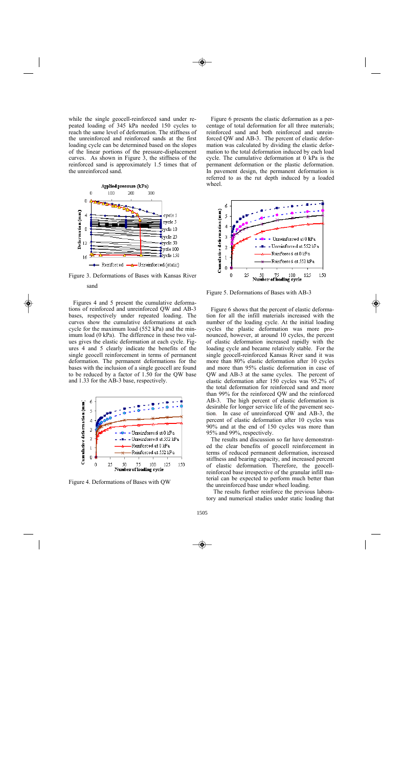while the single geocell-reinforced sand under repeated loading of 345 kPa needed 150 cycles to reach the same level of deformation. The stiffness of the unreinforced and reinforced sands at the first loading cycle can be determined based on the slopes of the linear portions of the pressure-displacement curves. As shown in Figure 3, the stiffness of the reinforced sand is approximately 1.5 times that of the unreinforced sand.

Figure 3. Deformations of Bases with Kansas River sand

Figures 4 and 5 present the cumulative deformations of reinforced and unreinforced QW and AB-3 bases, respectively under repeated loading. The curves show the cumulative deformations at each cycle for the maximum load (552 kPa) and the minimum load (0 kPa). The difference in these two values gives the elastic deformation at each cycle. Figures 4 and 5 clearly indicate the benefits of the single geocell reinforcement in terms of permanent deformation. The permanent deformations for the bases with the inclusion of a single geocell are found to be reduced by a factor of 1.50 for the QW base and 1.33 for the AB-3 base, respectively.

Figure 4. Deformations of Bases with QW

Figure 6 presents the elastic deformation as a percentage of total deformation for all three materials; reinforced sand and both reinforced and unreinforced QW and AB-3. The percent of elastic deformation was calculated by dividing the elastic deformation to the total deformation induced by each load cycle. The cumulative deformation at 0 kPa is the permanent deformation or the plastic deformation. In pavement design, the permanent deformation is referred to as the rut depth induced by a loaded wheel.

Figure 5. Deformations of Bases with AB-3

Figure 6 shows that the percent of elastic deformation for all the infill materials increased with the number of the loading cycle. At the initial loading cycles the plastic deformation was more pronounced, however, at around 10 cycles, the percent of elastic deformation increased rapidly with the loading cycle and became relatively stable. For the single geocell-reinforced Kansas River sand it was more than 80% elastic deformation after 10 cycles and more than 95% elastic deformation in case of QW and AB-3 at the same cycles. The percent of elastic deformation after 150 cycles was 95.2% of the total deformation for reinforced sand and more than 99% for the reinforced QW and the reinforced AB-3. The high percent of elastic deformation is desirable for longer service life of the pavement section. In case of unreinforced QW and AB-3, the percent of elastic deformation after 10 cycles was 90% and at the end of 150 cycles was more than 95% and 99%, respectively.

The results and discussion so far have demonstrated the clear benefits of geocell reinforcement in terms of reduced permanent deformation, increased stiffness and bearing capacity, and increased percent of elastic deformation. Therefore, the geocell-reinforced base irrespective of the granular infill material can be expected to perform much better than the unreinforced base under wheel loading.

The results further reinforce the previous laboratory and numerical studies under static loading that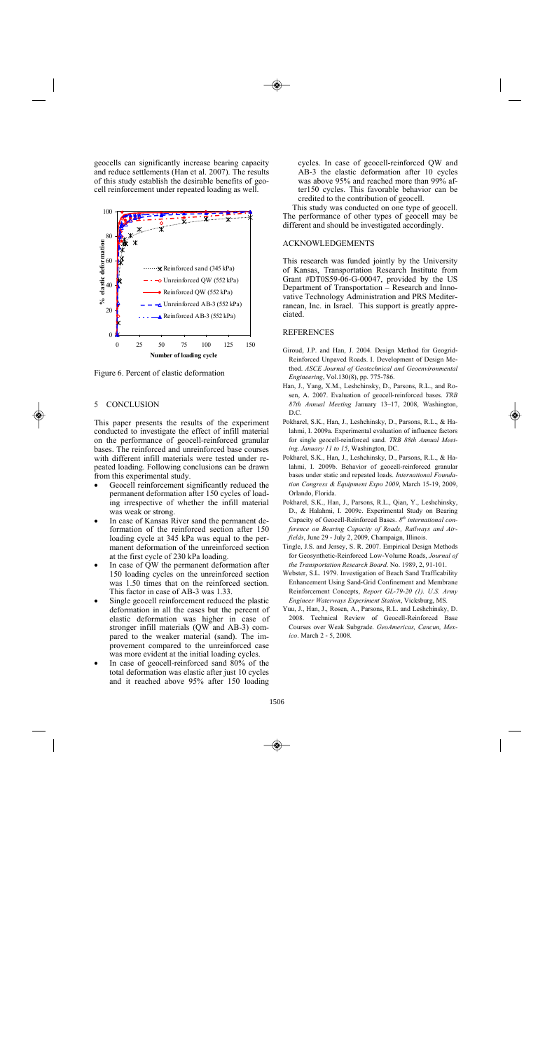geocells can significantly increase bearing capacity and reduce settlements (Han et al. 2007). The results of this study establish the desirable benefits of geocell reinforcement under repeated loading as well.

% elastic deformation

100
80
60
40
20
0

0 25 50 75 100 125 150

Number of loading cycle

Reinforced sand (345 kPa)
Unreinforced QW (552 kPa)
Reinforced QW (552 kPa)
Unreinforced AB-3 (552 kPa)
Reinforced AB-3 (552 kPa)

Figure 6. Percent of elastic deformation

## 5 CONCLUSION

This paper presents the results of the experiment conducted to investigate the effect of infill material on the performance of geocell-reinforced granular bases. The reinforced and unreinforced base courses with different infill materials were tested under repeated loading. Following conclusions can be drawn from this experimental study.

- Geocell reinforcement significantly reduced the permanent deformation after 150 cycles of loading irrespective of whether the infill material was weak or strong.
- In case of Kansas River sand the permanent deformation of the reinforced section after 150 loading cycle at 345 kPa was equal to the permanent deformation of the unreinforced section at the first cycle of 230 kPa loading.
- In case of QW the permanent deformation after 150 loading cycles on the unreinforced section was 1.50 times that on the reinforced section. This factor in case of AB-3 was 1.33.
- Single geocell reinforcement reduced the plastic deformation in all the cases but the percent of elastic deformation was higher in case of stronger infill materials (QW and AB-3) compared to the weaker material (sand). The improvement compared to the unreinforced case was more evident at the initial loading cycles.
- In case of geocell-reinforced sand 80% of the total deformation was elastic after just 10 cycles and it reached above 95% after 150 loading cycles. In case of geocell-reinforced QW and AB-3 the elastic deformation after 10 cycles was above 95% and reached more than 99% after150 cycles. This favorable behavior can be credited to the contribution of geocell.

This study was conducted on one type of geocell. The performance of other types of geocell may be different and should be investigated accordingly.

## ACKNOWLEDGEMENTS

This research was funded jointly by the University of Kansas, Transportation Research Institute from Grant #DT0S59-06-G-00047, provided by the US Department of Transportation – Research and Innovative Technology Administration and PRS Mediterranean, Inc. in Israel. This support is greatly appreciated.

## REFERENCES

Giroud, J.P. and Han, J. 2004. Design Method for Geogrid-Reinforced Unpaved Roads. I. Development of Design Method. *ASCE Journal of Geotechnical and Geoenvironmental Engineering*, Vol.130(8), pp. 775-786.

Han, J., Yang, X.M., Leshchinsky, D., Parsons, R.L., and Rosen, A. 2007. Evaluation of geocell-reinforced bases. *TRB 87th Annual Meeting* January 13–17, 2008, Washington, D.C.

Pokharel, S.K., Han, J., Leshchinsky, D., Parsons, R.L., & Halahmi, I. 2009a. Experimental evaluation of influence factors for single geocell-reinforced sand. *TRB 88th Annual Meeting, January 11 to 15*, Washington, DC.

Pokharel, S.K., Han, J., Leshchinsky, D., Parsons, R.L., & Halahmi, I. 2009b. Behavior of geocell-reinforced granular bases under static and repeated loads. *International Foundation Congress & Equipment Expo 2009*, March 15-19, 2009, Orlando, Florida.

Pokharel, S.K., Han, J., Parsons, R.L., Qian, Y., Leshchinsky, D., & Halahmi, I. 2009c. Experimental Study on Bearing Capacity of Geocell-Reinforced Bases. *8th international conference on Bearing Capacity of Roads, Railways and Airfields*, June 29 - July 2, 2009, Champaign, Illinois.

Tingle, J.S. and Jersey, S. R. 2007. Empirical Design Methods for Geosynthetic-Reinforced Low-Volume Roads, *Journal of the Transportation Research Board*. No. 1989, 2, 91-101.

Webster, S.L. 1979. Investigation of Beach Sand Trafficability Enhancement Using Sand-Grid Confinement and Membrane Reinforcement Concepts, *Report GL-79-20 (1). U.S. Army Engineer Waterways Experiment Station*, Vicksburg, MS.

Yuu, J., Han, J., Rosen, A., Parsons, R.L. and Leshchinsky, D. 2008. Technical Review of Geocell-Reinforced Base Courses over Weak Subgrade. *GeoAmericas, Cancun, Mexico*. March 2 - 5, 2008.